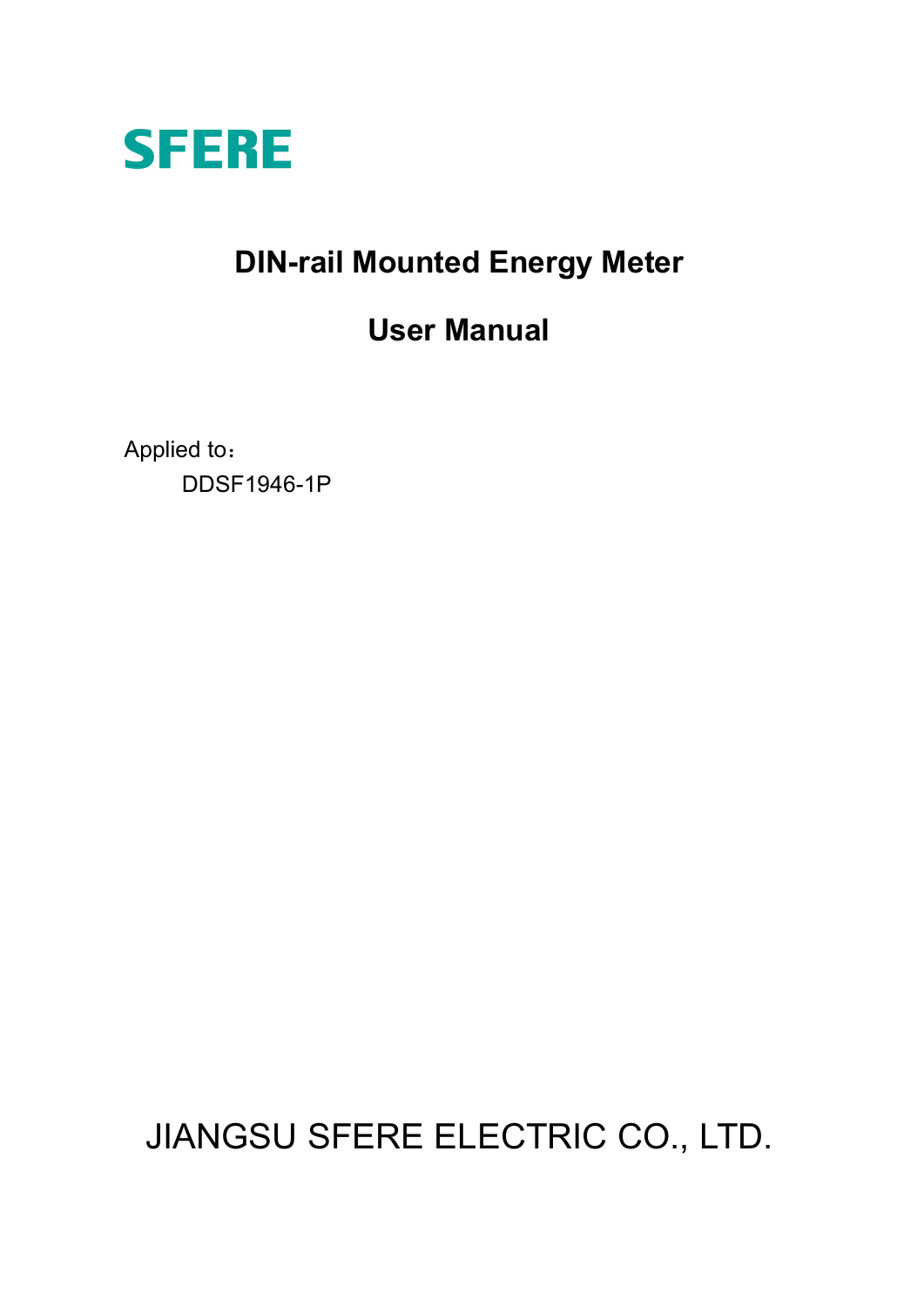SFERE

# DIN-rail Mounted Energy Meter

# User Manual

Applied to：

DDSF1946-1P

JIANGSU SFERE ELECTRIC CO., LTD.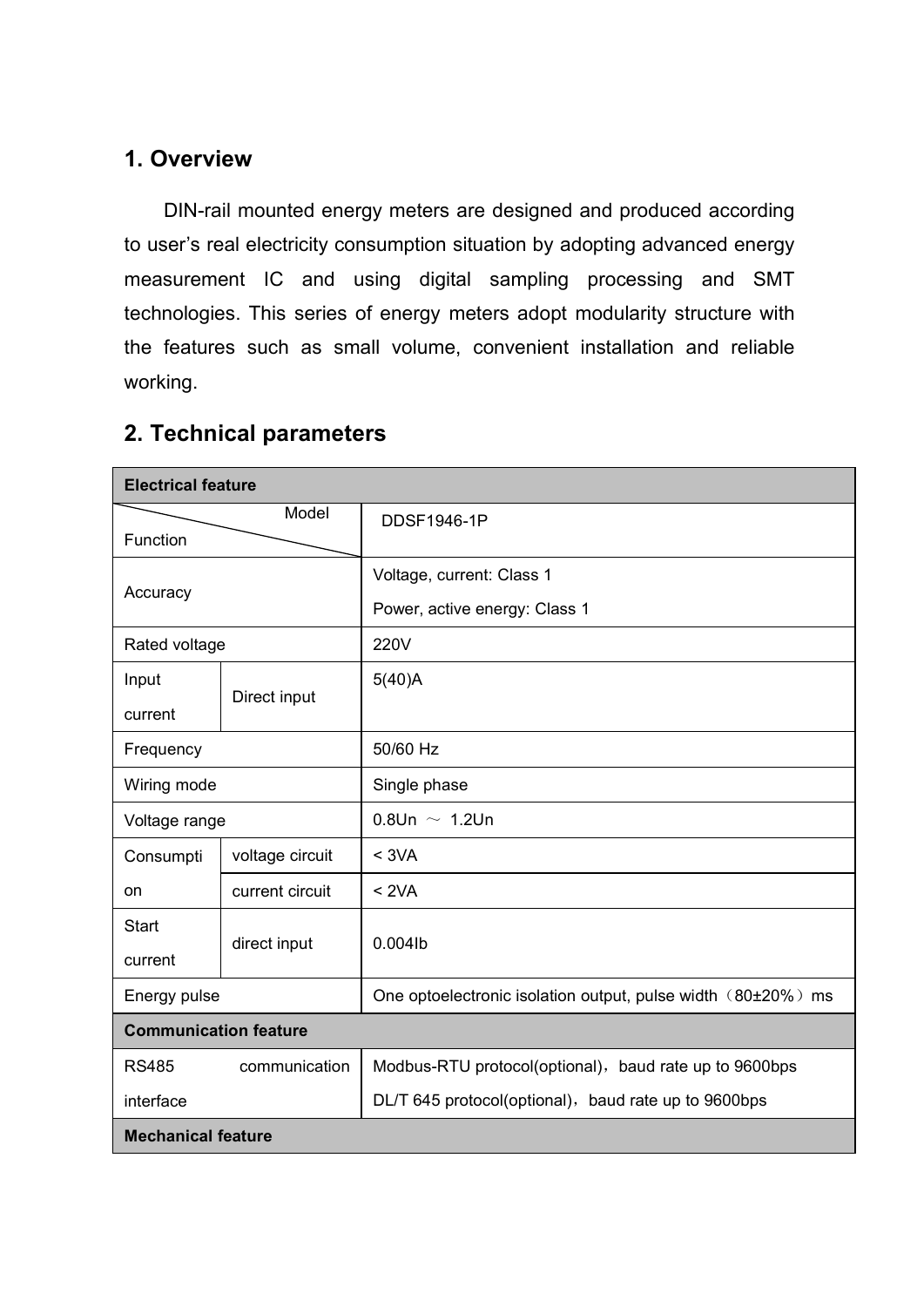## 1. Overview

DIN-rail mounted energy meters are designed and produced according to user's real electricity consumption situation by adopting advanced energy measurement IC and using digital sampling processing and SMT technologies. This series of energy meters adopt modularity structure with the features such as small volume, convenient installation and reliable working.

## 2. Technical parameters

| **Electrical feature** | | |
|---|---|---|
| Function / Model | | DDSF1946-1P |
| Accuracy | | Voltage, current: Class 1<br>Power, active energy: Class 1 |
| Rated voltage | | 220V |
| Input current | Direct input | 5(40)A |
| Frequency | | 50/60 Hz |
| Wiring mode | | Single phase |
| Voltage range | | 0.8Un ～ 1.2Un |
| Consumption | voltage circuit | < 3VA |
| | current circuit | < 2VA |
| Start current | direct input | 0.004Ib |
| Energy pulse | | One optoelectronic isolation output, pulse width（80±20%）ms |
| **Communication feature** | | |
| RS485 communication interface | | Modbus-RTU protocol(optional)，baud rate up to 9600bps<br>DL/T 645 protocol(optional)，baud rate up to 9600bps |
| **Mechanical feature** | | |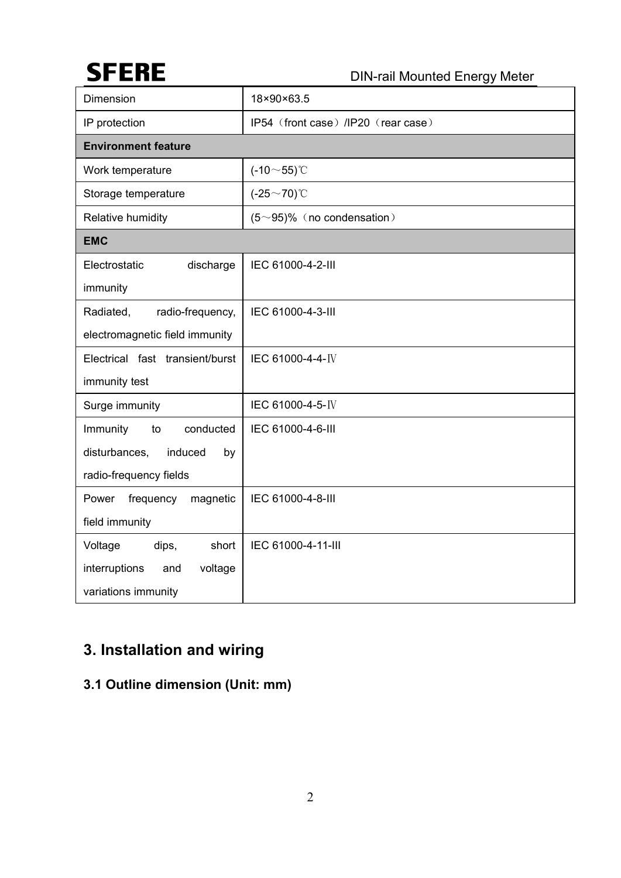| Dimension | 18×90×63.5 |
| --- | --- |
| IP protection | IP54（front case）/IP20（rear case） |
| **Environment feature** | |
| Work temperature | (-10～55)℃ |
| Storage temperature | (-25～70)℃ |
| Relative humidity | (5～95)%（no condensation） |
| **EMC** | |
| Electrostatic discharge immunity | IEC 61000-4-2-III |
| Radiated, radio-frequency, electromagnetic field immunity | IEC 61000-4-3-III |
| Electrical fast transient/burst immunity test | IEC 61000-4-4-Ⅳ |
| Surge immunity | IEC 61000-4-5-Ⅳ |
| Immunity to conducted disturbances, induced by radio-frequency fields | IEC 61000-4-6-III |
| Power frequency magnetic field immunity | IEC 61000-4-8-III |
| Voltage dips, short interruptions and voltage variations immunity | IEC 61000-4-11-III |

## 3. Installation and wiring

### 3.1 Outline dimension (Unit: mm)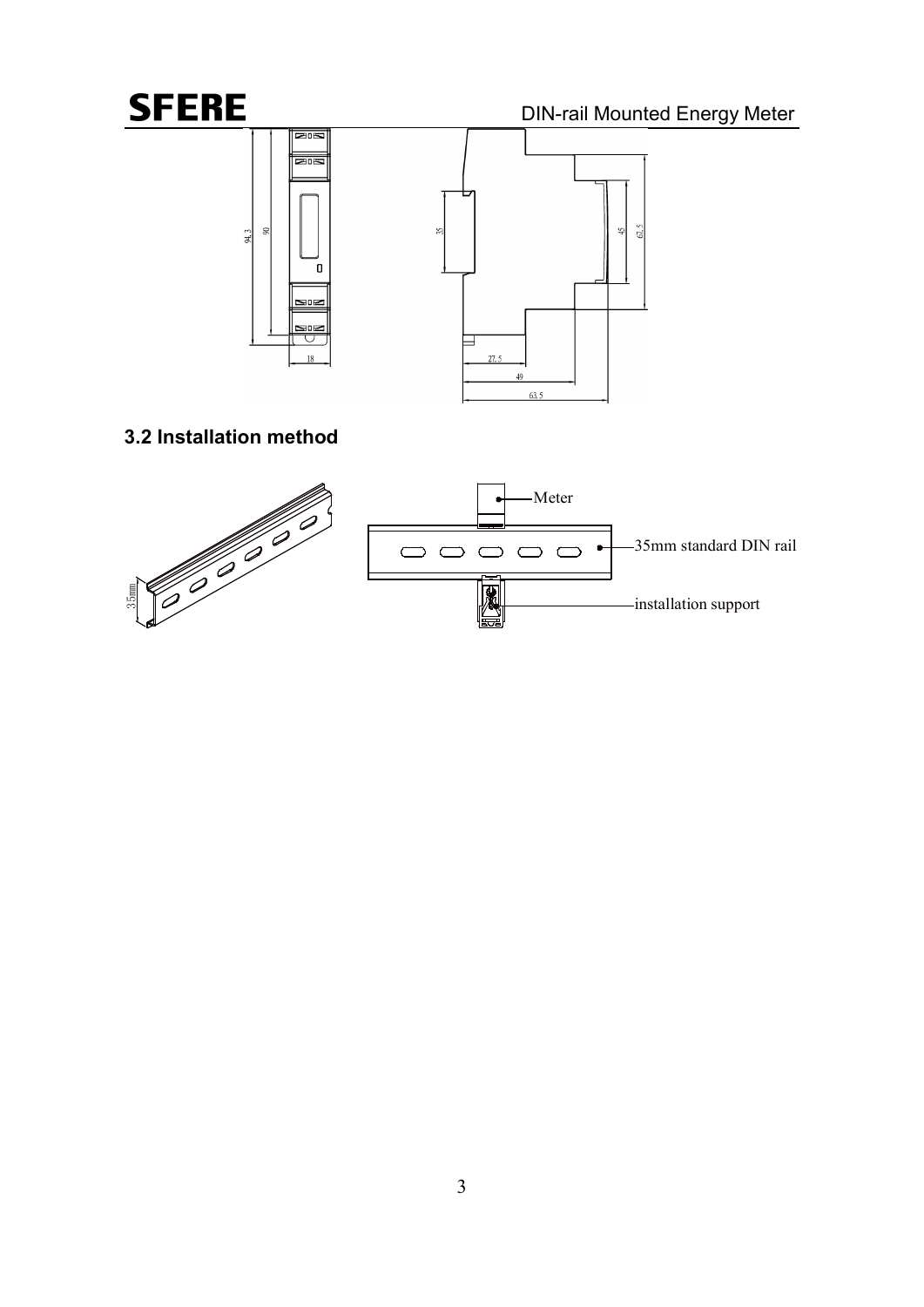94.3

90

18

35

45

67.5

27.5

49

63.5

## 3.2 Installation method

35mm

Meter

35mm standard DIN rail

installation support